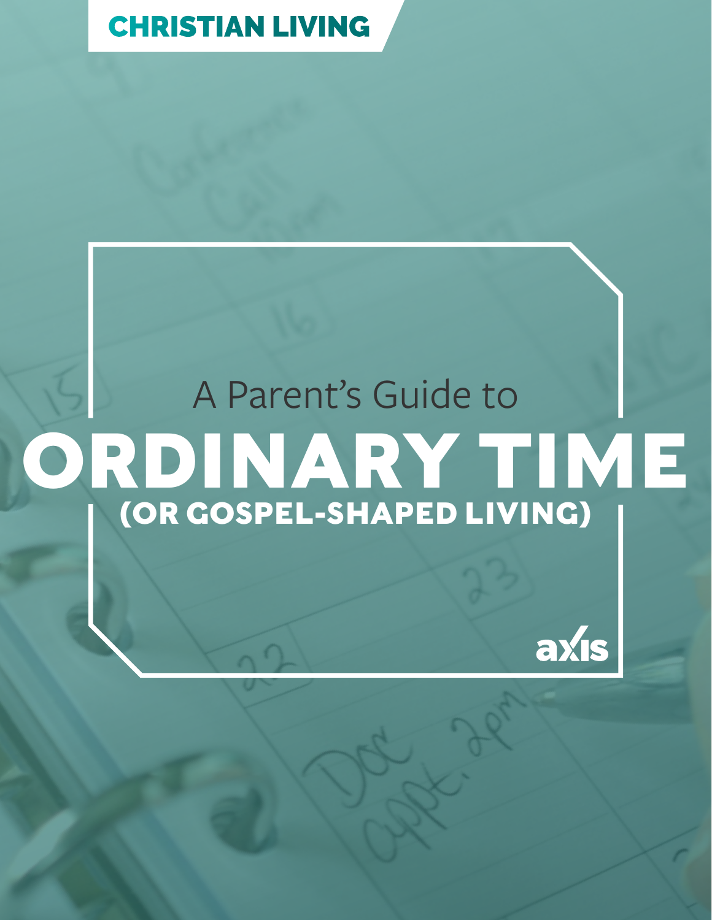CHRISTIAN LIVING

A Parent's Guide to

# ORDINARY TIME

## (OR GOSPEL-SHAPED LIVING)

axis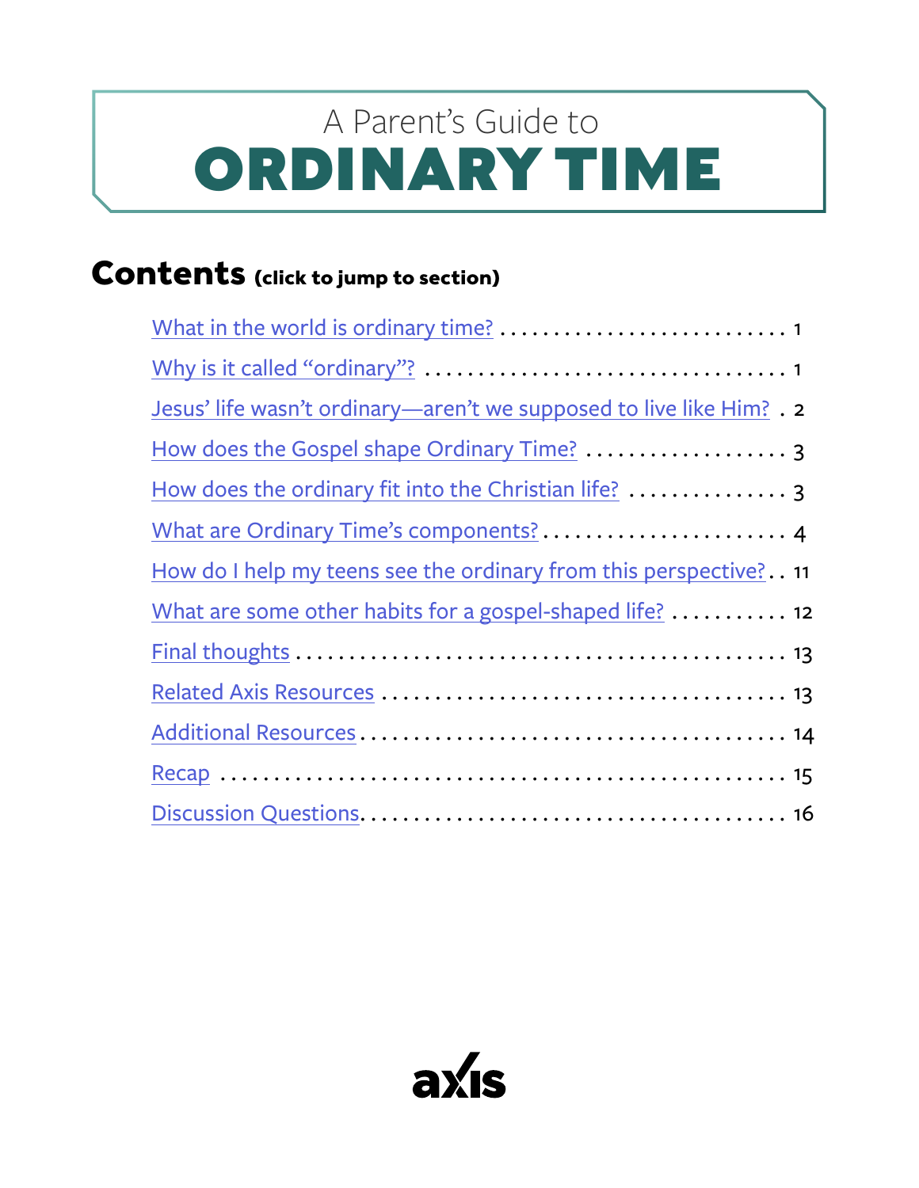# A Parent's Guide to ORDINARY TIME

## Contents (click to jump to section)

- What in the world is ordinary time? . . . . . . . . . . . . . . . . . . . . . . . . . . . . 1
- Why is it called "ordinary"? . . . . . . . . . . . . . . . . . . . . . . . . . . . . . . . . . . 1
- Jesus' life wasn't ordinary—aren't we supposed to live like Him? . . 2
- How does the Gospel shape Ordinary Time? . . . . . . . . . . . . . . . . . . . . 3
- How does the ordinary fit into the Christian life? . . . . . . . . . . . . . . . . 3
- What are Ordinary Time's components? . . . . . . . . . . . . . . . . . . . . . . . . 4
- How do I help my teens see the ordinary from this perspective? . . 11
- What are some other habits for a gospel-shaped life? . . . . . . . . . . . 12
- Final thoughts . . . . . . . . . . . . . . . . . . . . . . . . . . . . . . . . . . . . . . . . . . . 13
- Related Axis Resources . . . . . . . . . . . . . . . . . . . . . . . . . . . . . . . . . . . 13
- Additional Resources . . . . . . . . . . . . . . . . . . . . . . . . . . . . . . . . . . . . . 14
- Recap . . . . . . . . . . . . . . . . . . . . . . . . . . . . . . . . . . . . . . . . . . . . . . . . 15
- Discussion Questions . . . . . . . . . . . . . . . . . . . . . . . . . . . . . . . . . . . . . 16

axis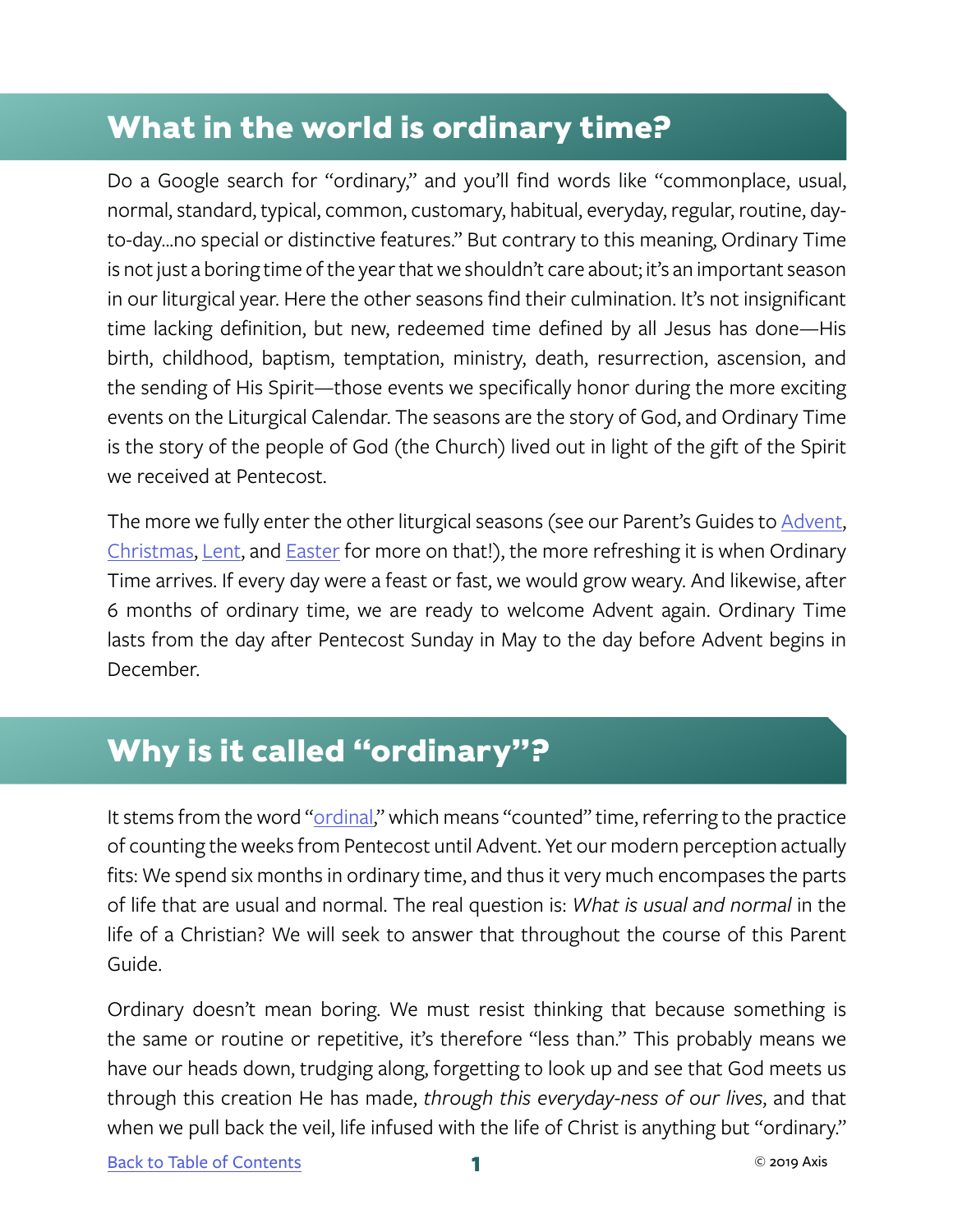## What in the world is ordinary time?

Do a Google search for "ordinary," and you'll find words like "commonplace, usual, normal, standard, typical, common, customary, habitual, everyday, regular, routine, day-to-day...no special or distinctive features." But contrary to this meaning, Ordinary Time is not just a boring time of the year that we shouldn't care about; it's an important season in our liturgical year. Here the other seasons find their culmination. It's not insignificant time lacking definition, but new, redeemed time defined by all Jesus has done—His birth, childhood, baptism, temptation, ministry, death, resurrection, ascension, and the sending of His Spirit—those events we specifically honor during the more exciting events on the Liturgical Calendar. The seasons are the story of God, and Ordinary Time is the story of the people of God (the Church) lived out in light of the gift of the Spirit we received at Pentecost.

The more we fully enter the other liturgical seasons (see our Parent's Guides to Advent, Christmas, Lent, and Easter for more on that!), the more refreshing it is when Ordinary Time arrives. If every day were a feast or fast, we would grow weary. And likewise, after 6 months of ordinary time, we are ready to welcome Advent again. Ordinary Time lasts from the day after Pentecost Sunday in May to the day before Advent begins in December.

## Why is it called "ordinary"?

It stems from the word "ordinal," which means "counted" time, referring to the practice of counting the weeks from Pentecost until Advent. Yet our modern perception actually fits: We spend six months in ordinary time, and thus it very much encompases the parts of life that are usual and normal. The real question is: *What is usual and normal* in the life of a Christian? We will seek to answer that throughout the course of this Parent Guide.

Ordinary doesn't mean boring. We must resist thinking that because something is the same or routine or repetitive, it's therefore "less than." This probably means we have our heads down, trudging along, forgetting to look up and see that God meets us through this creation He has made, *through this everyday-ness of our lives*, and that when we pull back the veil, life infused with the life of Christ is anything but "ordinary."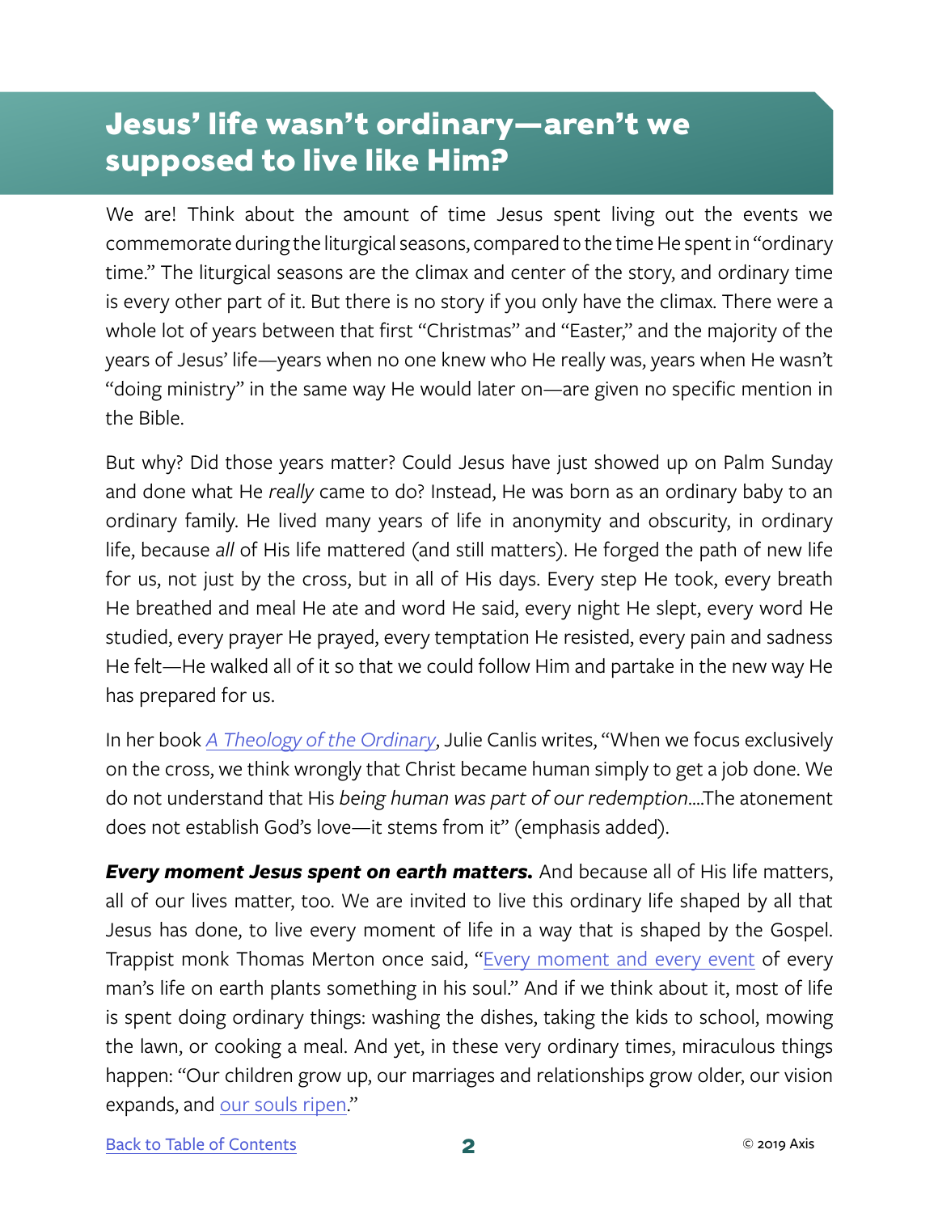## Jesus' life wasn't ordinary—aren't we supposed to live like Him?

We are! Think about the amount of time Jesus spent living out the events we commemorate during the liturgical seasons, compared to the time He spent in "ordinary time." The liturgical seasons are the climax and center of the story, and ordinary time is every other part of it. But there is no story if you only have the climax. There were a whole lot of years between that first "Christmas" and "Easter," and the majority of the years of Jesus' life—years when no one knew who He really was, years when He wasn't "doing ministry" in the same way He would later on—are given no specific mention in the Bible.

But why? Did those years matter? Could Jesus have just showed up on Palm Sunday and done what He *really* came to do? Instead, He was born as an ordinary baby to an ordinary family. He lived many years of life in anonymity and obscurity, in ordinary life, because *all* of His life mattered (and still matters). He forged the path of new life for us, not just by the cross, but in all of His days. Every step He took, every breath He breathed and meal He ate and word He said, every night He slept, every word He studied, every prayer He prayed, every temptation He resisted, every pain and sadness He felt—He walked all of it so that we could follow Him and partake in the new way He has prepared for us.

In her book *A Theology of the Ordinary*, Julie Canlis writes, "When we focus exclusively on the cross, we think wrongly that Christ became human simply to get a job done. We do not understand that His *being human was part of our redemption*....The atonement does not establish God's love—it stems from it" (emphasis added).

***Every moment Jesus spent on earth matters.*** And because all of His life matters, all of our lives matter, too. We are invited to live this ordinary life shaped by all that Jesus has done, to live every moment of life in a way that is shaped by the Gospel. Trappist monk Thomas Merton once said, "Every moment and every event of every man's life on earth plants something in his soul." And if we think about it, most of life is spent doing ordinary things: washing the dishes, taking the kids to school, mowing the lawn, or cooking a meal. And yet, in these very ordinary times, miraculous things happen: "Our children grow up, our marriages and relationships grow older, our vision expands, and our souls ripen."

Back to Table of Contents

© 2019 Axis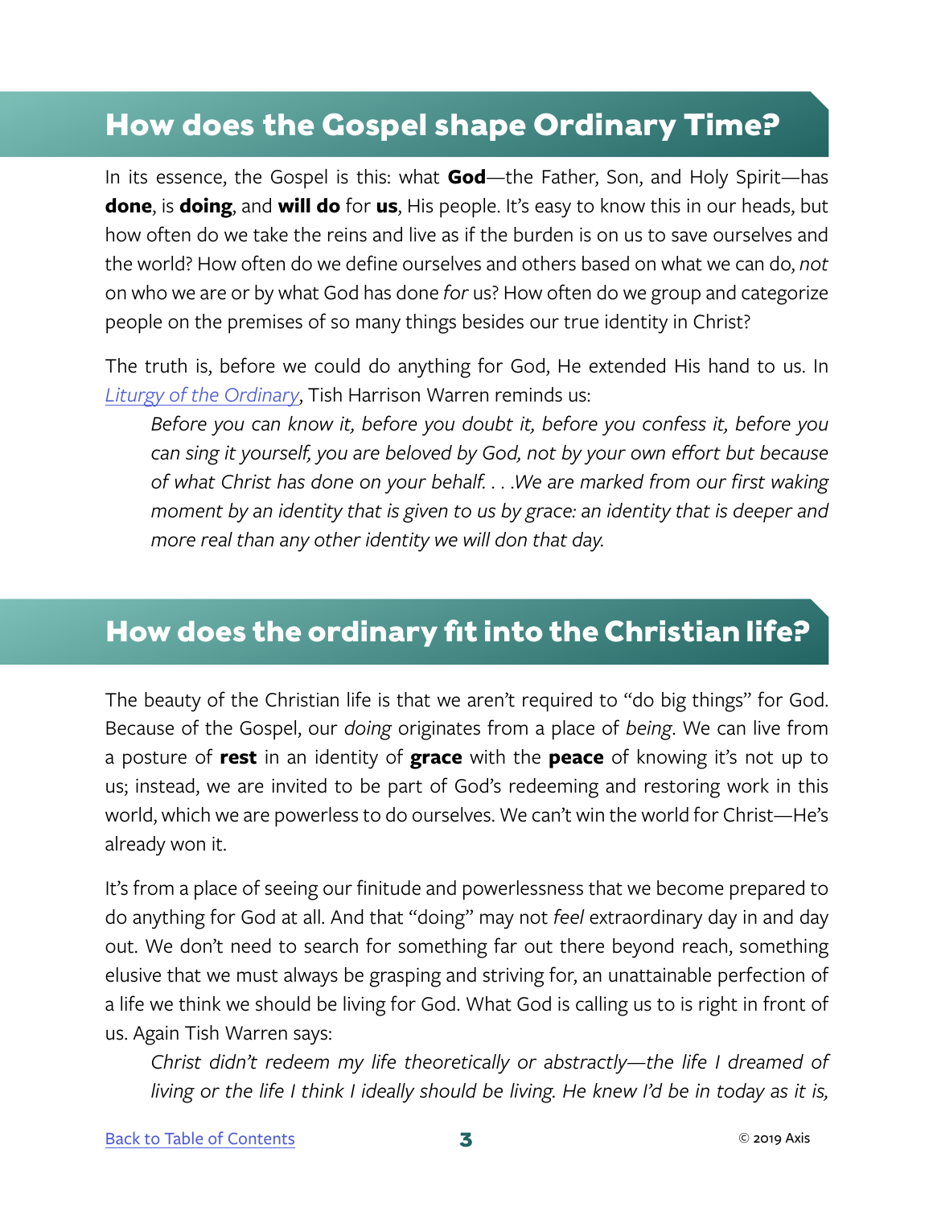## How does the Gospel shape Ordinary Time?

In its essence, the Gospel is this: what **God**—the Father, Son, and Holy Spirit—has **done**, is **doing**, and **will do** for **us**, His people. It's easy to know this in our heads, but how often do we take the reins and live as if the burden is on us to save ourselves and the world? How often do we define ourselves and others based on what we can do, *not* on who we are or by what God has done *for* us? How often do we group and categorize people on the premises of so many things besides our true identity in Christ?

The truth is, before we could do anything for God, He extended His hand to us. In *Liturgy of the Ordinary*, Tish Harrison Warren reminds us:

> *Before you can know it, before you doubt it, before you confess it, before you can sing it yourself, you are beloved by God, not by your own effort but because of what Christ has done on your behalf. . . .We are marked from our first waking moment by an identity that is given to us by grace: an identity that is deeper and more real than any other identity we will don that day.*

## How does the ordinary fit into the Christian life?

The beauty of the Christian life is that we aren't required to "do big things" for God. Because of the Gospel, our *doing* originates from a place of *being*. We can live from a posture of **rest** in an identity of **grace** with the **peace** of knowing it's not up to us; instead, we are invited to be part of God's redeeming and restoring work in this world, which we are powerless to do ourselves. We can't win the world for Christ—He's already won it.

It's from a place of seeing our finitude and powerlessness that we become prepared to do anything for God at all. And that "doing" may not *feel* extraordinary day in and day out. We don't need to search for something far out there beyond reach, something elusive that we must always be grasping and striving for, an unattainable perfection of a life we think we should be living for God. What God is calling us to is right in front of us. Again Tish Warren says:

> *Christ didn't redeem my life theoretically or abstractly—the life I dreamed of living or the life I think I ideally should be living. He knew I'd be in today as it is,*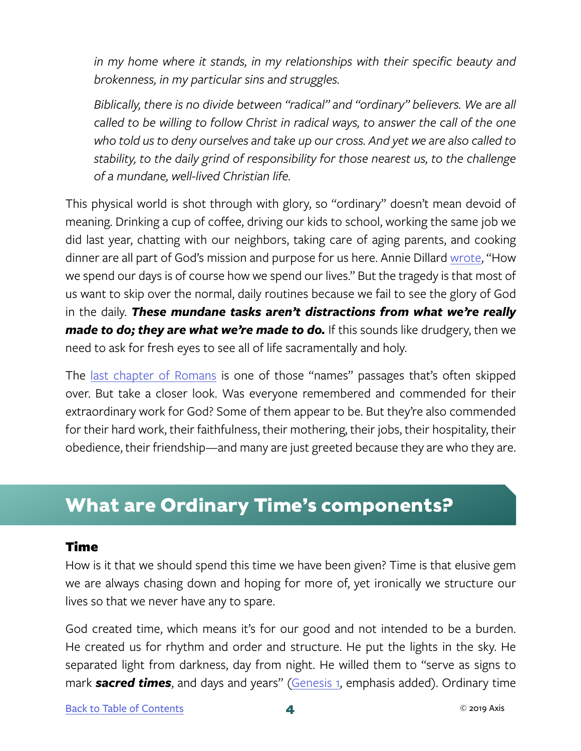*in my home where it stands, in my relationships with their specific beauty and brokenness, in my particular sins and struggles.*

*Biblically, there is no divide between "radical" and "ordinary" believers. We are all called to be willing to follow Christ in radical ways, to answer the call of the one who told us to deny ourselves and take up our cross. And yet we are also called to stability, to the daily grind of responsibility for those nearest us, to the challenge of a mundane, well-lived Christian life.*

This physical world is shot through with glory, so "ordinary" doesn't mean devoid of meaning. Drinking a cup of coffee, driving our kids to school, working the same job we did last year, chatting with our neighbors, taking care of aging parents, and cooking dinner are all part of God's mission and purpose for us here. Annie Dillard wrote, "How we spend our days is of course how we spend our lives." But the tragedy is that most of us want to skip over the normal, daily routines because we fail to see the glory of God in the daily. ***These mundane tasks aren't distractions from what we're really made to do; they are what we're made to do.*** If this sounds like drudgery, then we need to ask for fresh eyes to see all of life sacramentally and holy.

The last chapter of Romans is one of those "names" passages that's often skipped over. But take a closer look. Was everyone remembered and commended for their extraordinary work for God? Some of them appear to be. But they're also commended for their hard work, their faithfulness, their mothering, their jobs, their hospitality, their obedience, their friendship—and many are just greeted because they are who they are.

## What are Ordinary Time's components?

### Time

How is it that we should spend this time we have been given? Time is that elusive gem we are always chasing down and hoping for more of, yet ironically we structure our lives so that we never have any to spare.

God created time, which means it's for our good and not intended to be a burden. He created us for rhythm and order and structure. He put the lights in the sky. He separated light from darkness, day from night. He willed them to "serve as signs to mark ***sacred times***, and days and years" (Genesis 1, emphasis added). Ordinary time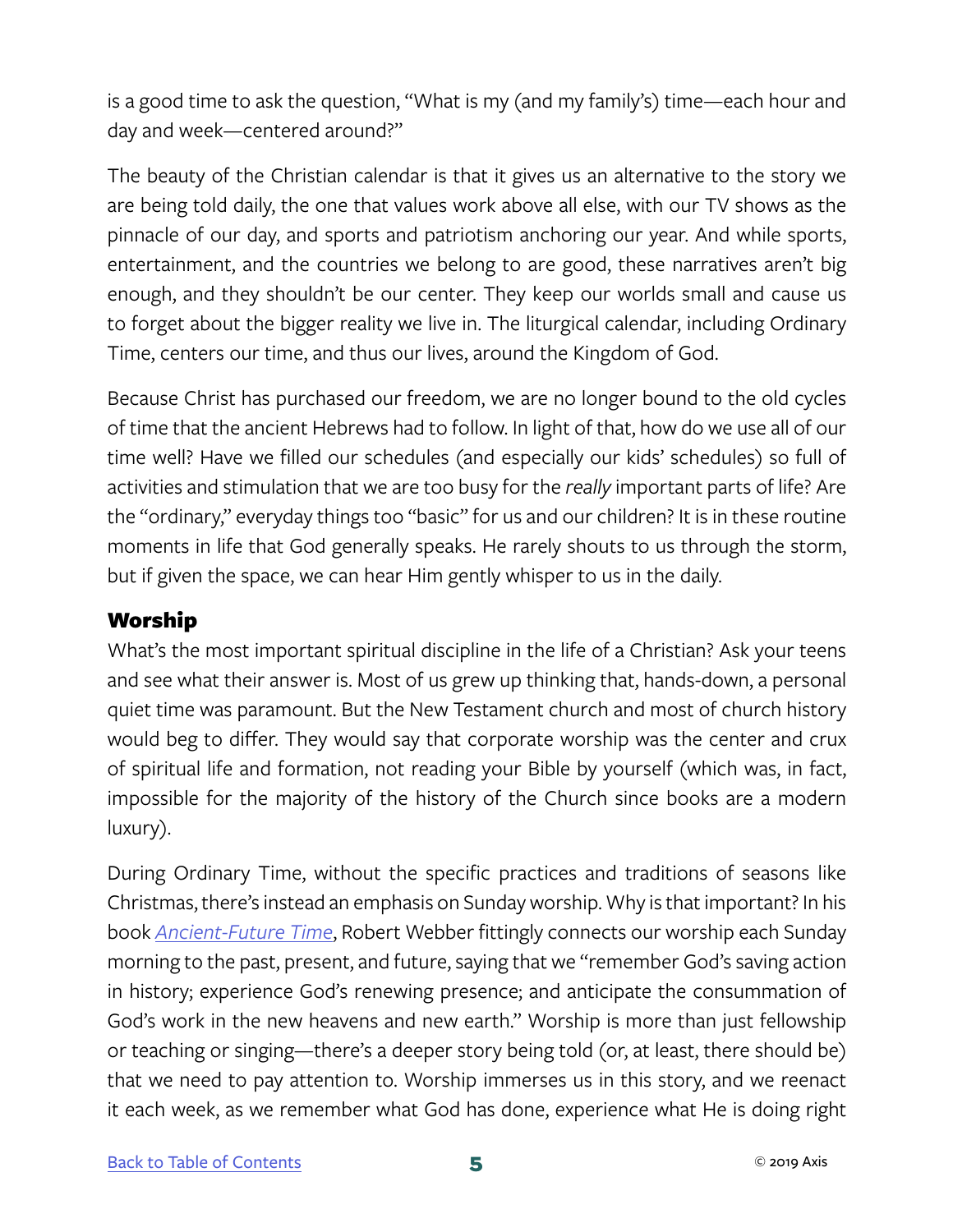is a good time to ask the question, "What is my (and my family's) time—each hour and day and week—centered around?"

The beauty of the Christian calendar is that it gives us an alternative to the story we are being told daily, the one that values work above all else, with our TV shows as the pinnacle of our day, and sports and patriotism anchoring our year. And while sports, entertainment, and the countries we belong to are good, these narratives aren't big enough, and they shouldn't be our center. They keep our worlds small and cause us to forget about the bigger reality we live in. The liturgical calendar, including Ordinary Time, centers our time, and thus our lives, around the Kingdom of God.

Because Christ has purchased our freedom, we are no longer bound to the old cycles of time that the ancient Hebrews had to follow. In light of that, how do we use all of our time well? Have we filled our schedules (and especially our kids' schedules) so full of activities and stimulation that we are too busy for the *really* important parts of life? Are the "ordinary," everyday things too "basic" for us and our children? It is in these routine moments in life that God generally speaks. He rarely shouts to us through the storm, but if given the space, we can hear Him gently whisper to us in the daily.

## Worship

What's the most important spiritual discipline in the life of a Christian? Ask your teens and see what their answer is. Most of us grew up thinking that, hands-down, a personal quiet time was paramount. But the New Testament church and most of church history would beg to differ. They would say that corporate worship was the center and crux of spiritual life and formation, not reading your Bible by yourself (which was, in fact, impossible for the majority of the history of the Church since books are a modern luxury).

During Ordinary Time, without the specific practices and traditions of seasons like Christmas, there's instead an emphasis on Sunday worship. Why is that important? In his book *Ancient-Future Time*, Robert Webber fittingly connects our worship each Sunday morning to the past, present, and future, saying that we "remember God's saving action in history; experience God's renewing presence; and anticipate the consummation of God's work in the new heavens and new earth." Worship is more than just fellowship or teaching or singing—there's a deeper story being told (or, at least, there should be) that we need to pay attention to. Worship immerses us in this story, and we reenact it each week, as we remember what God has done, experience what He is doing right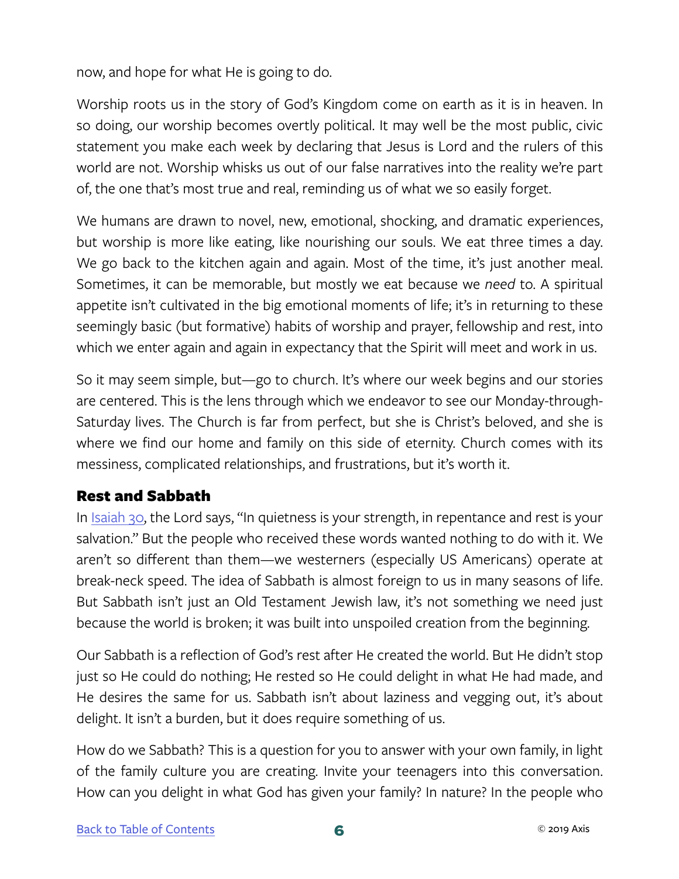now, and hope for what He is going to do.

Worship roots us in the story of God's Kingdom come on earth as it is in heaven. In so doing, our worship becomes overtly political. It may well be the most public, civic statement you make each week by declaring that Jesus is Lord and the rulers of this world are not. Worship whisks us out of our false narratives into the reality we're part of, the one that's most true and real, reminding us of what we so easily forget.

We humans are drawn to novel, new, emotional, shocking, and dramatic experiences, but worship is more like eating, like nourishing our souls. We eat three times a day. We go back to the kitchen again and again. Most of the time, it's just another meal. Sometimes, it can be memorable, but mostly we eat because we *need* to. A spiritual appetite isn't cultivated in the big emotional moments of life; it's in returning to these seemingly basic (but formative) habits of worship and prayer, fellowship and rest, into which we enter again and again in expectancy that the Spirit will meet and work in us.

So it may seem simple, but—go to church. It's where our week begins and our stories are centered. This is the lens through which we endeavor to see our Monday-through-Saturday lives. The Church is far from perfect, but she is Christ's beloved, and she is where we find our home and family on this side of eternity. Church comes with its messiness, complicated relationships, and frustrations, but it's worth it.

## Rest and Sabbath

In [Isaiah 30](), the Lord says, "In quietness is your strength, in repentance and rest is your salvation." But the people who received these words wanted nothing to do with it. We aren't so different than them—we westerners (especially US Americans) operate at break-neck speed. The idea of Sabbath is almost foreign to us in many seasons of life. But Sabbath isn't just an Old Testament Jewish law, it's not something we need just because the world is broken; it was built into unspoiled creation from the beginning.

Our Sabbath is a reflection of God's rest after He created the world. But He didn't stop just so He could do nothing; He rested so He could delight in what He had made, and He desires the same for us. Sabbath isn't about laziness and vegging out, it's about delight. It isn't a burden, but it does require something of us.

How do we Sabbath? This is a question for you to answer with your own family, in light of the family culture you are creating. Invite your teenagers into this conversation. How can you delight in what God has given your family? In nature? In the people who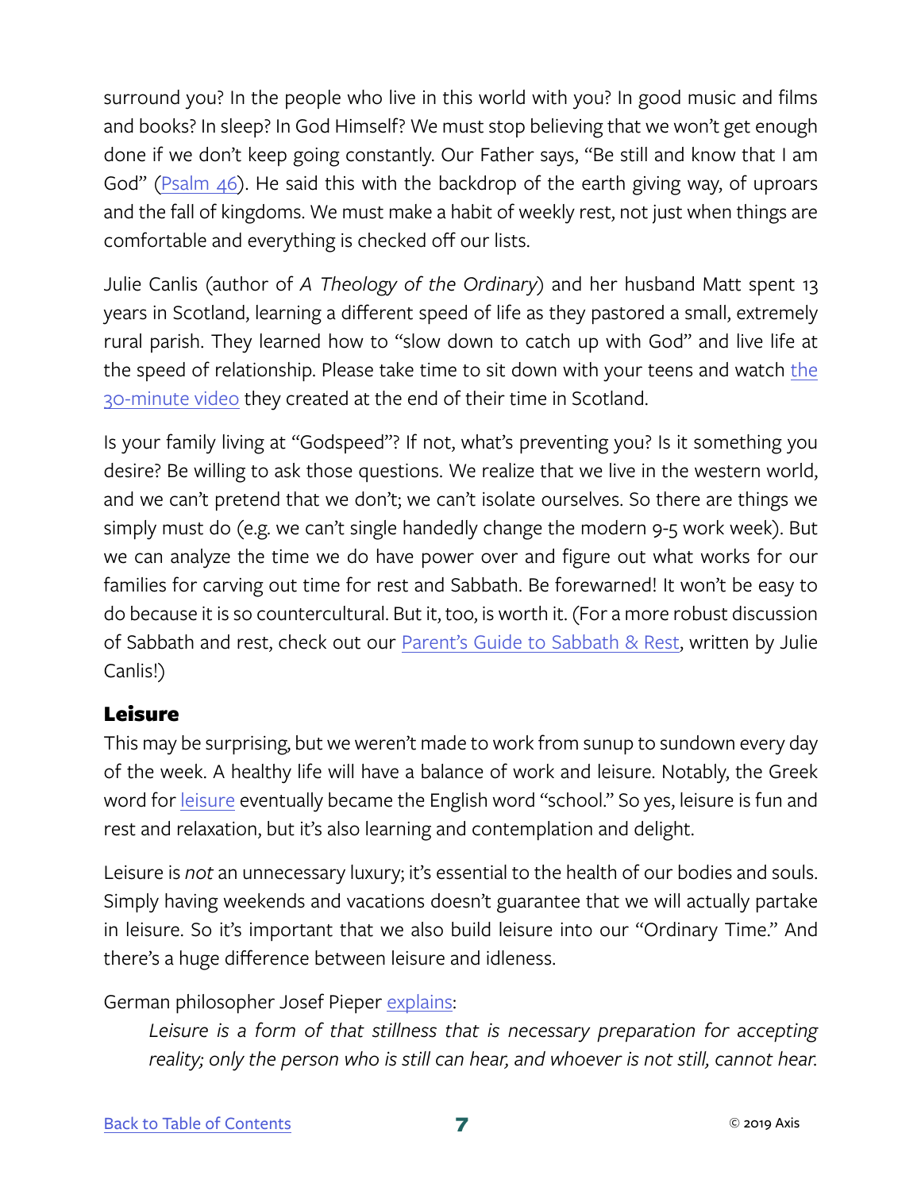surround you? In the people who live in this world with you? In good music and films and books? In sleep? In God Himself? We must stop believing that we won't get enough done if we don't keep going constantly. Our Father says, "Be still and know that I am God" (Psalm 46). He said this with the backdrop of the earth giving way, of uproars and the fall of kingdoms. We must make a habit of weekly rest, not just when things are comfortable and everything is checked off our lists.

Julie Canlis (author of *A Theology of the Ordinary*) and her husband Matt spent 13 years in Scotland, learning a different speed of life as they pastored a small, extremely rural parish. They learned how to "slow down to catch up with God" and live life at the speed of relationship. Please take time to sit down with your teens and watch the 30-minute video they created at the end of their time in Scotland.

Is your family living at "Godspeed"? If not, what's preventing you? Is it something you desire? Be willing to ask those questions. We realize that we live in the western world, and we can't pretend that we don't; we can't isolate ourselves. So there are things we simply must do (e.g. we can't single handedly change the modern 9-5 work week). But we can analyze the time we do have power over and figure out what works for our families for carving out time for rest and Sabbath. Be forewarned! It won't be easy to do because it is so countercultural. But it, too, is worth it. (For a more robust discussion of Sabbath and rest, check out our Parent's Guide to Sabbath & Rest, written by Julie Canlis!)

## Leisure

This may be surprising, but we weren't made to work from sunup to sundown every day of the week. A healthy life will have a balance of work and leisure. Notably, the Greek word for leisure eventually became the English word "school." So yes, leisure is fun and rest and relaxation, but it's also learning and contemplation and delight.

Leisure is *not* an unnecessary luxury; it's essential to the health of our bodies and souls. Simply having weekends and vacations doesn't guarantee that we will actually partake in leisure. So it's important that we also build leisure into our "Ordinary Time." And there's a huge difference between leisure and idleness.

German philosopher Josef Pieper explains:

> *Leisure is a form of that stillness that is necessary preparation for accepting reality; only the person who is still can hear, and whoever is not still, cannot hear.*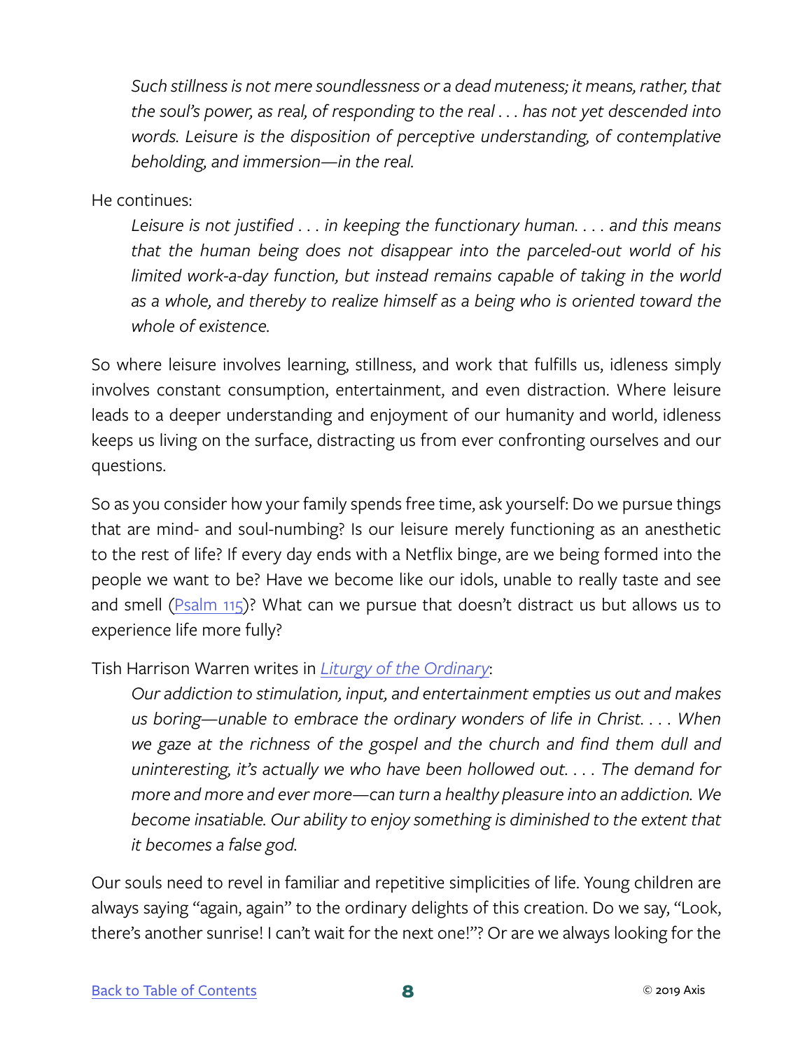> *Such stillness is not mere soundlessness or a dead muteness; it means, rather, that the soul's power, as real, of responding to the real . . . has not yet descended into words. Leisure is the disposition of perceptive understanding, of contemplative beholding, and immersion—in the real.*

He continues:

> *Leisure is not justified . . . in keeping the functionary human. . . . and this means that the human being does not disappear into the parceled-out world of his limited work-a-day function, but instead remains capable of taking in the world as a whole, and thereby to realize himself as a being who is oriented toward the whole of existence.*

So where leisure involves learning, stillness, and work that fulfills us, idleness simply involves constant consumption, entertainment, and even distraction. Where leisure leads to a deeper understanding and enjoyment of our humanity and world, idleness keeps us living on the surface, distracting us from ever confronting ourselves and our questions.

So as you consider how your family spends free time, ask yourself: Do we pursue things that are mind- and soul-numbing? Is our leisure merely functioning as an anesthetic to the rest of life? If every day ends with a Netflix binge, are we being formed into the people we want to be? Have we become like our idols, unable to really taste and see and smell (Psalm 115)? What can we pursue that doesn't distract us but allows us to experience life more fully?

Tish Harrison Warren writes in *Liturgy of the Ordinary*:

> *Our addiction to stimulation, input, and entertainment empties us out and makes us boring—unable to embrace the ordinary wonders of life in Christ. . . . When we gaze at the richness of the gospel and the church and find them dull and uninteresting, it's actually we who have been hollowed out. . . . The demand for more and more and ever more—can turn a healthy pleasure into an addiction. We become insatiable. Our ability to enjoy something is diminished to the extent that it becomes a false god.*

Our souls need to revel in familiar and repetitive simplicities of life. Young children are always saying "again, again" to the ordinary delights of this creation. Do we say, "Look, there's another sunrise! I can't wait for the next one!"? Or are we always looking for the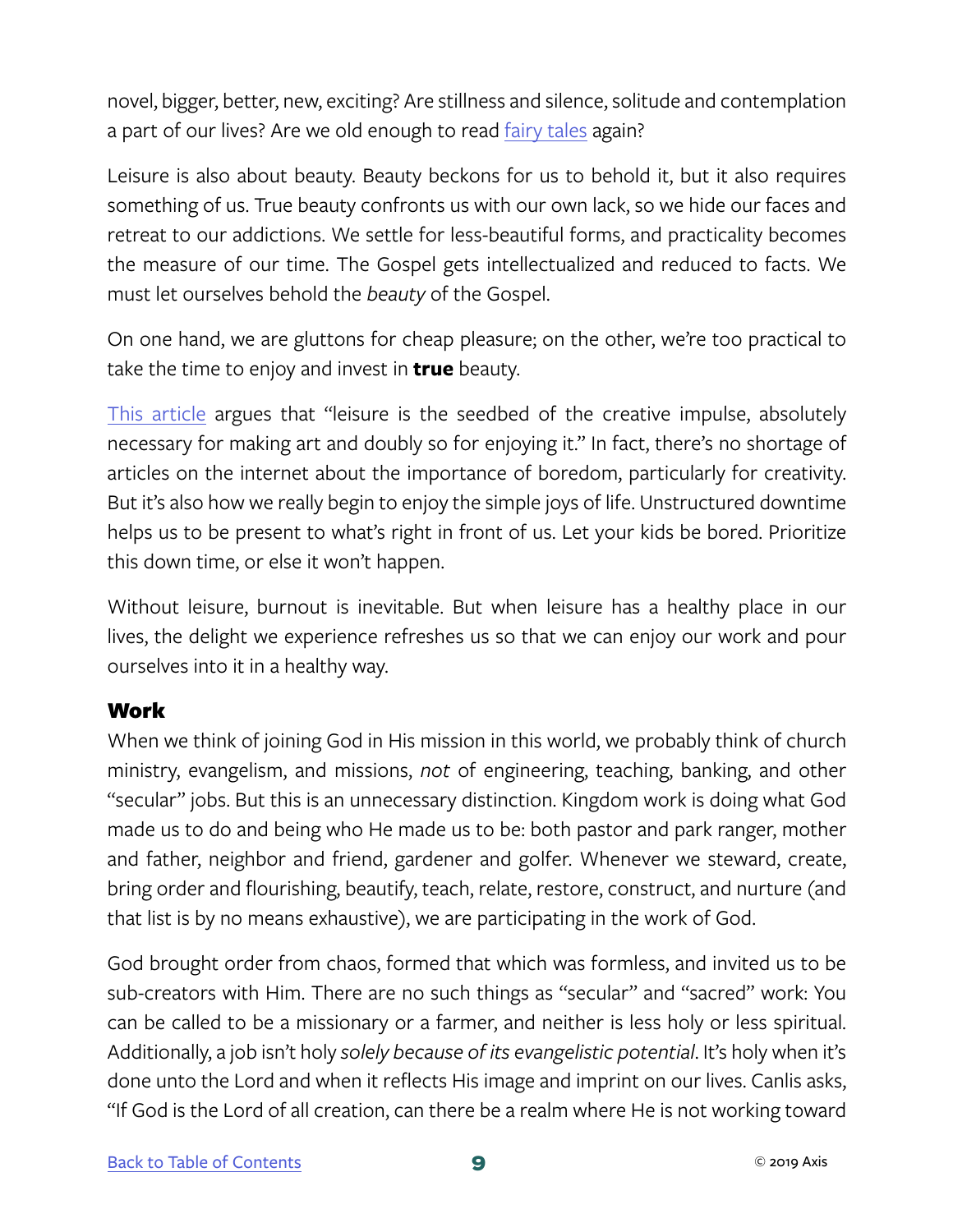novel, bigger, better, new, exciting? Are stillness and silence, solitude and contemplation a part of our lives? Are we old enough to read fairy tales again?

Leisure is also about beauty. Beauty beckons for us to behold it, but it also requires something of us. True beauty confronts us with our own lack, so we hide our faces and retreat to our addictions. We settle for less-beautiful forms, and practicality becomes the measure of our time. The Gospel gets intellectualized and reduced to facts. We must let ourselves behold the *beauty* of the Gospel.

On one hand, we are gluttons for cheap pleasure; on the other, we're too practical to take the time to enjoy and invest in **true** beauty.

This article argues that "leisure is the seedbed of the creative impulse, absolutely necessary for making art and doubly so for enjoying it." In fact, there's no shortage of articles on the internet about the importance of boredom, particularly for creativity. But it's also how we really begin to enjoy the simple joys of life. Unstructured downtime helps us to be present to what's right in front of us. Let your kids be bored. Prioritize this down time, or else it won't happen.

Without leisure, burnout is inevitable. But when leisure has a healthy place in our lives, the delight we experience refreshes us so that we can enjoy our work and pour ourselves into it in a healthy way.

### Work

When we think of joining God in His mission in this world, we probably think of church ministry, evangelism, and missions, *not* of engineering, teaching, banking, and other "secular" jobs. But this is an unnecessary distinction. Kingdom work is doing what God made us to do and being who He made us to be: both pastor and park ranger, mother and father, neighbor and friend, gardener and golfer. Whenever we steward, create, bring order and flourishing, beautify, teach, relate, restore, construct, and nurture (and that list is by no means exhaustive), we are participating in the work of God.

God brought order from chaos, formed that which was formless, and invited us to be sub-creators with Him. There are no such things as "secular" and "sacred" work: You can be called to be a missionary or a farmer, and neither is less holy or less spiritual. Additionally, a job isn't holy *solely because of its evangelistic potential*. It's holy when it's done unto the Lord and when it reflects His image and imprint on our lives. Canlis asks, "If God is the Lord of all creation, can there be a realm where He is not working toward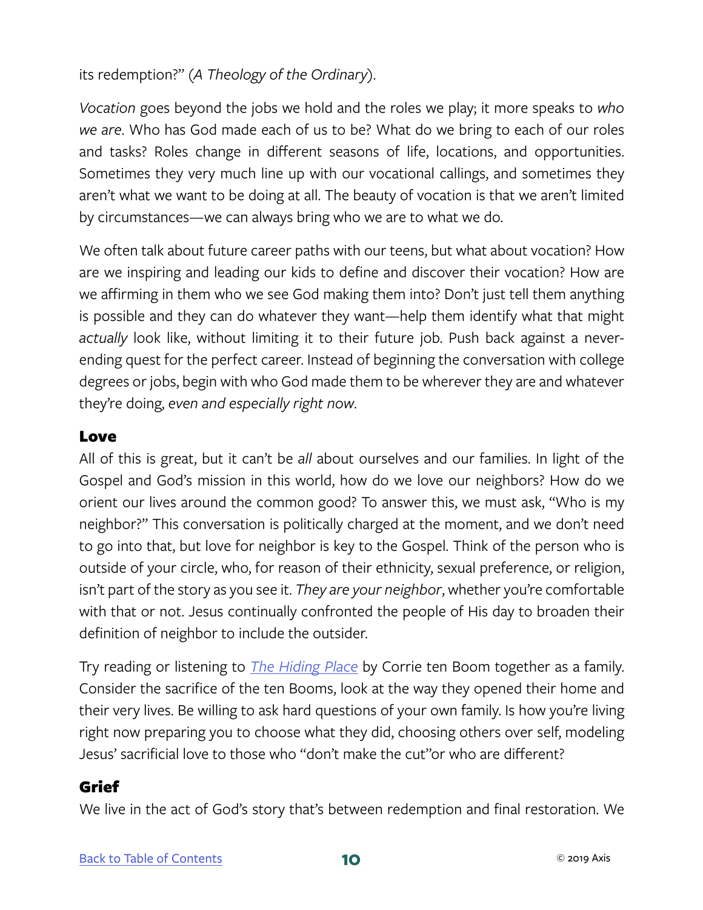its redemption?" (*A Theology of the Ordinary*).

*Vocation* goes beyond the jobs we hold and the roles we play; it more speaks to *who we are*. Who has God made each of us to be? What do we bring to each of our roles and tasks? Roles change in different seasons of life, locations, and opportunities. Sometimes they very much line up with our vocational callings, and sometimes they aren't what we want to be doing at all. The beauty of vocation is that we aren't limited by circumstances—we can always bring who we are to what we do.

We often talk about future career paths with our teens, but what about vocation? How are we inspiring and leading our kids to define and discover their vocation? How are we affirming in them who we see God making them into? Don't just tell them anything is possible and they can do whatever they want—help them identify what that might *actually* look like, without limiting it to their future job. Push back against a never-ending quest for the perfect career. Instead of beginning the conversation with college degrees or jobs, begin with who God made them to be wherever they are and whatever they're doing, *even and especially right now*.

## Love

All of this is great, but it can't be *all* about ourselves and our families. In light of the Gospel and God's mission in this world, how do we love our neighbors? How do we orient our lives around the common good? To answer this, we must ask, "Who is my neighbor?" This conversation is politically charged at the moment, and we don't need to go into that, but love for neighbor is key to the Gospel. Think of the person who is outside of your circle, who, for reason of their ethnicity, sexual preference, or religion, isn't part of the story as you see it. *They are your neighbor*, whether you're comfortable with that or not. Jesus continually confronted the people of His day to broaden their definition of neighbor to include the outsider.

Try reading or listening to *The Hiding Place* by Corrie ten Boom together as a family. Consider the sacrifice of the ten Booms, look at the way they opened their home and their very lives. Be willing to ask hard questions of your own family. Is how you're living right now preparing you to choose what they did, choosing others over self, modeling Jesus' sacrificial love to those who "don't make the cut"or who are different?

## Grief

We live in the act of God's story that's between redemption and final restoration. We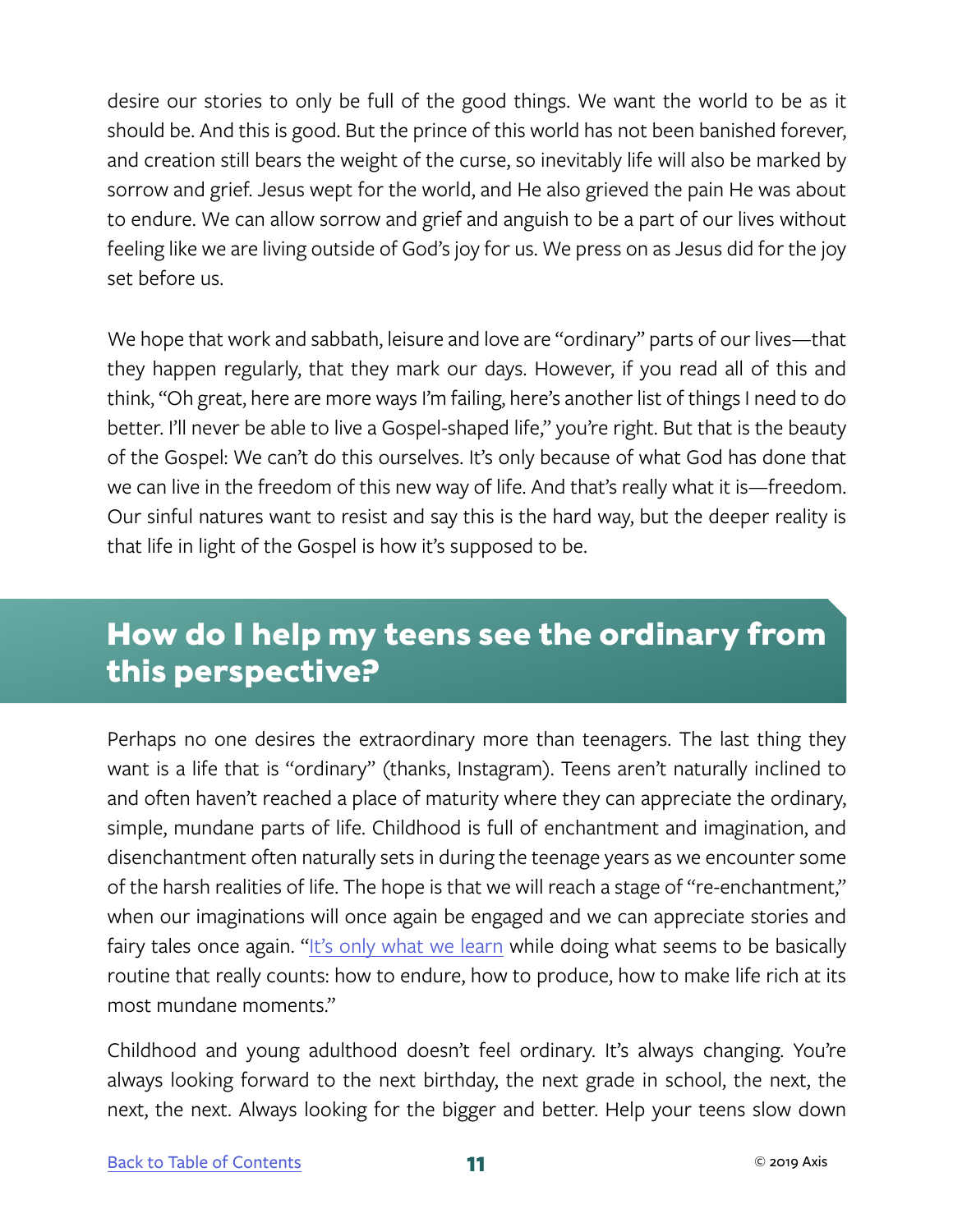desire our stories to only be full of the good things. We want the world to be as it should be. And this is good. But the prince of this world has not been banished forever, and creation still bears the weight of the curse, so inevitably life will also be marked by sorrow and grief. Jesus wept for the world, and He also grieved the pain He was about to endure. We can allow sorrow and grief and anguish to be a part of our lives without feeling like we are living outside of God's joy for us. We press on as Jesus did for the joy set before us.

We hope that work and sabbath, leisure and love are "ordinary" parts of our lives—that they happen regularly, that they mark our days. However, if you read all of this and think, "Oh great, here are more ways I'm failing, here's another list of things I need to do better. I'll never be able to live a Gospel-shaped life," you're right. But that is the beauty of the Gospel: We can't do this ourselves. It's only because of what God has done that we can live in the freedom of this new way of life. And that's really what it is—freedom. Our sinful natures want to resist and say this is the hard way, but the deeper reality is that life in light of the Gospel is how it's supposed to be.

## How do I help my teens see the ordinary from this perspective?

Perhaps no one desires the extraordinary more than teenagers. The last thing they want is a life that is "ordinary" (thanks, Instagram). Teens aren't naturally inclined to and often haven't reached a place of maturity where they can appreciate the ordinary, simple, mundane parts of life. Childhood is full of enchantment and imagination, and disenchantment often naturally sets in during the teenage years as we encounter some of the harsh realities of life. The hope is that we will reach a stage of "re-enchantment," when our imaginations will once again be engaged and we can appreciate stories and fairy tales once again. "It's only what we learn while doing what seems to be basically routine that really counts: how to endure, how to produce, how to make life rich at its most mundane moments."

Childhood and young adulthood doesn't feel ordinary. It's always changing. You're always looking forward to the next birthday, the next grade in school, the next, the next, the next. Always looking for the bigger and better. Help your teens slow down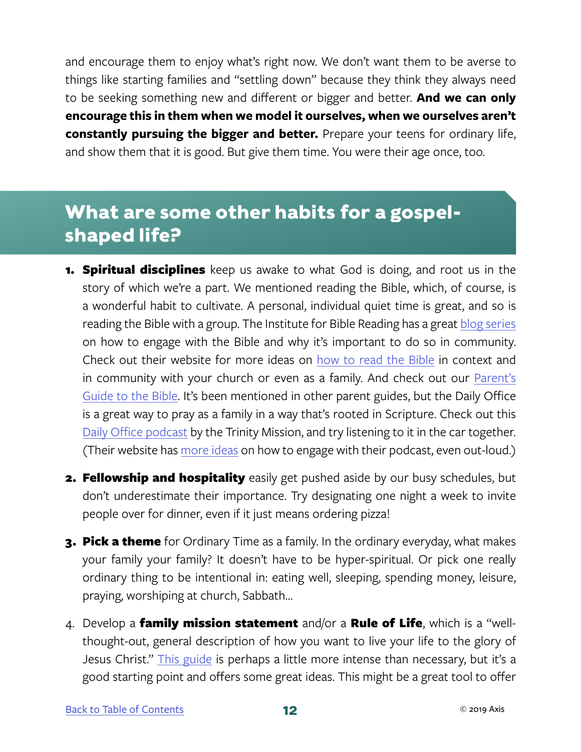and encourage them to enjoy what's right now. We don't want them to be averse to things like starting families and "settling down" because they think they always need to be seeking something new and different or bigger and better. **And we can only encourage this in them when we model it ourselves, when we ourselves aren't constantly pursuing the bigger and better.** Prepare your teens for ordinary life, and show them that it is good. But give them time. You were their age once, too.

## What are some other habits for a gospel-shaped life?

1. **Spiritual disciplines** keep us awake to what God is doing, and root us in the story of which we're a part. We mentioned reading the Bible, which, of course, is a wonderful habit to cultivate. A personal, individual quiet time is great, and so is reading the Bible with a group. The Institute for Bible Reading has a great blog series on how to engage with the Bible and why it's important to do so in community. Check out their website for more ideas on how to read the Bible in context and in community with your church or even as a family. And check out our Parent's Guide to the Bible. It's been mentioned in other parent guides, but the Daily Office is a great way to pray as a family in a way that's rooted in Scripture. Check out this Daily Office podcast by the Trinity Mission, and try listening to it in the car together. (Their website has more ideas on how to engage with their podcast, even out-loud.)

2. **Fellowship and hospitality** easily get pushed aside by our busy schedules, but don't underestimate their importance. Try designating one night a week to invite people over for dinner, even if it just means ordering pizza!

3. **Pick a theme** for Ordinary Time as a family. In the ordinary everyday, what makes your family your family? It doesn't have to be hyper-spiritual. Or pick one really ordinary thing to be intentional in: eating well, sleeping, spending money, leisure, praying, worshiping at church, Sabbath...

4. Develop a **family mission statement** and/or a **Rule of Life**, which is a "well-thought-out, general description of how you want to live your life to the glory of Jesus Christ." This guide is perhaps a little more intense than necessary, but it's a good starting point and offers some great ideas. This might be a great tool to offer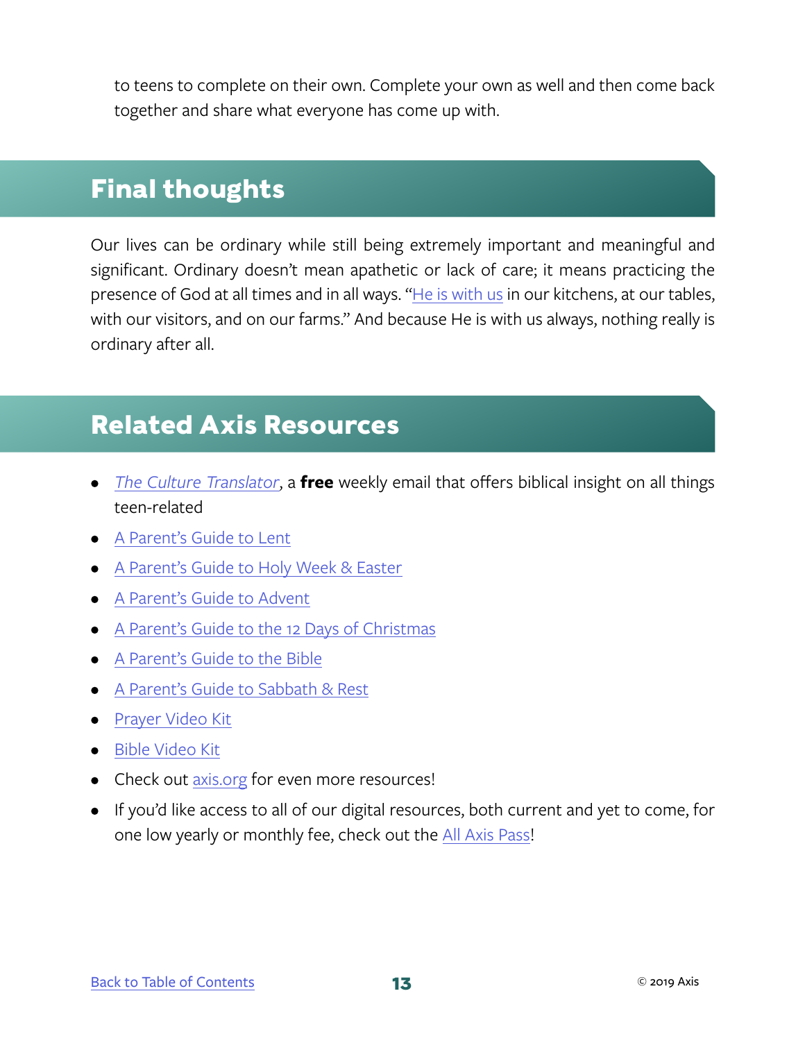to teens to complete on their own. Complete your own as well and then come back together and share what everyone has come up with.

## Final thoughts

Our lives can be ordinary while still being extremely important and meaningful and significant. Ordinary doesn't mean apathetic or lack of care; it means practicing the presence of God at all times and in all ways. "He is with us in our kitchens, at our tables, with our visitors, and on our farms." And because He is with us always, nothing really is ordinary after all.

## Related Axis Resources

- *The Culture Translator*, a **free** weekly email that offers biblical insight on all things teen-related
- A Parent's Guide to Lent
- A Parent's Guide to Holy Week & Easter
- A Parent's Guide to Advent
- A Parent's Guide to the 12 Days of Christmas
- A Parent's Guide to the Bible
- A Parent's Guide to Sabbath & Rest
- Prayer Video Kit
- Bible Video Kit
- Check out axis.org for even more resources!
- If you'd like access to all of our digital resources, both current and yet to come, for one low yearly or monthly fee, check out the All Axis Pass!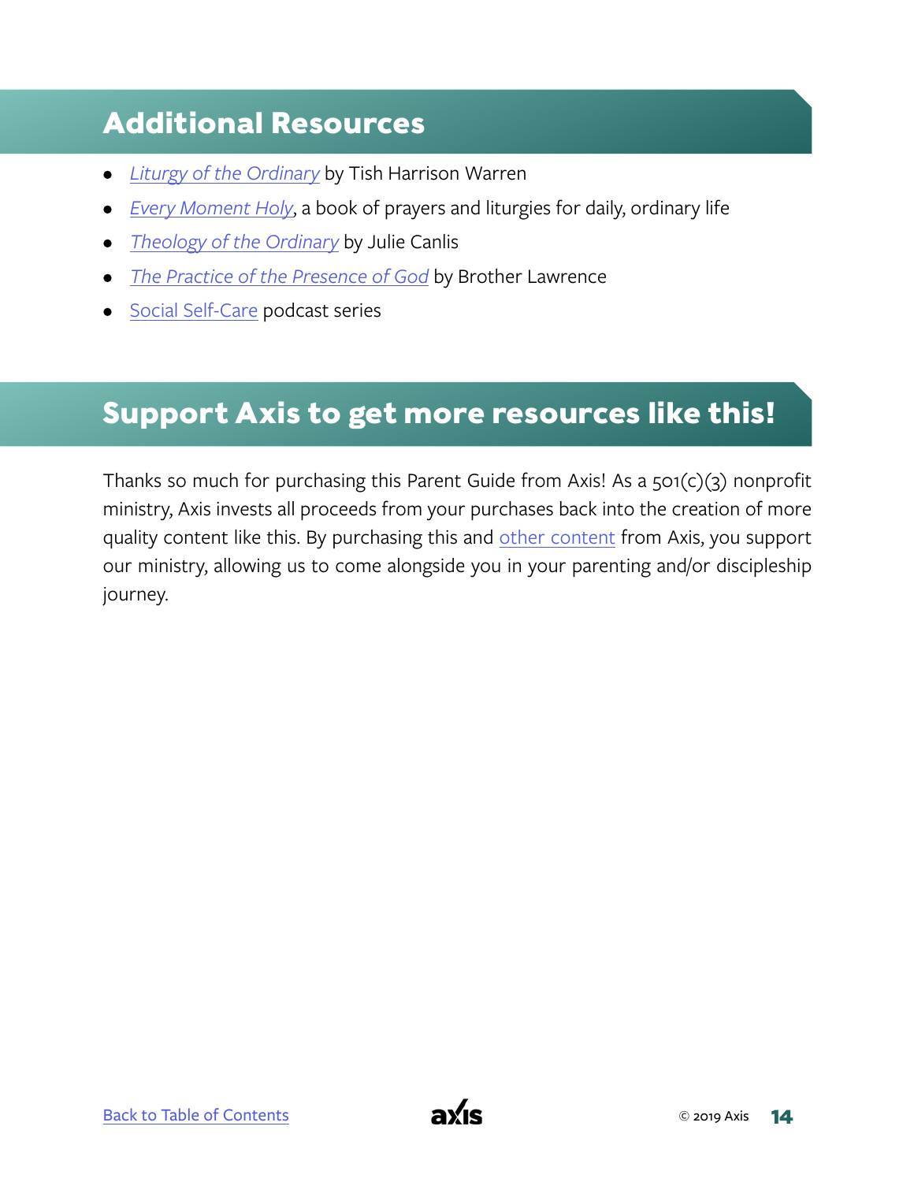## Additional Resources

- *Liturgy of the Ordinary* by Tish Harrison Warren
- *Every Moment Holy*, a book of prayers and liturgies for daily, ordinary life
- *Theology of the Ordinary* by Julie Canlis
- *The Practice of the Presence of God* by Brother Lawrence
- Social Self-Care podcast series

## Support Axis to get more resources like this!

Thanks so much for purchasing this Parent Guide from Axis! As a 501(c)(3) nonprofit ministry, Axis invests all proceeds from your purchases back into the creation of more quality content like this. By purchasing this and other content from Axis, you support our ministry, allowing us to come alongside you in your parenting and/or discipleship journey.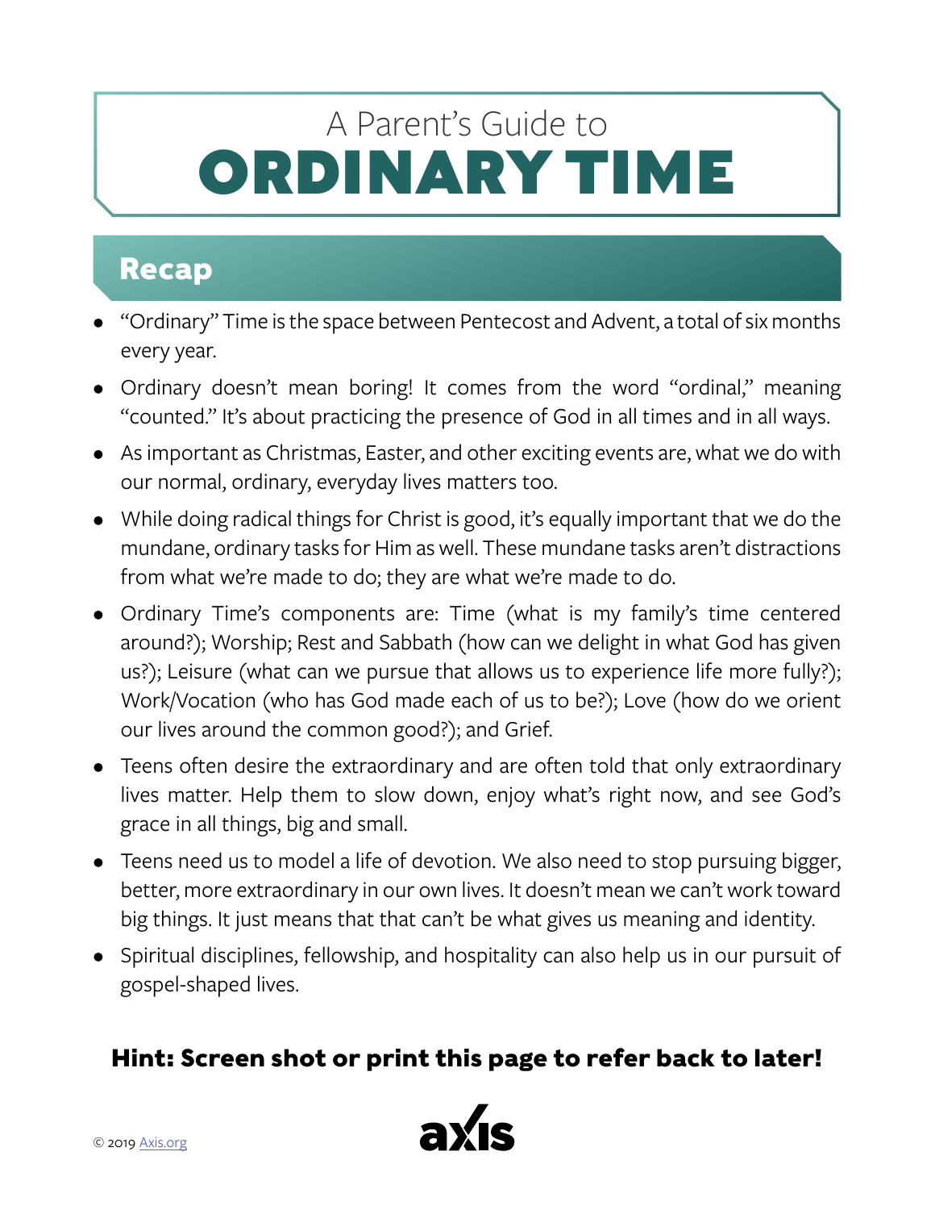# A Parent's Guide to ORDINARY TIME

## Recap

- "Ordinary" Time is the space between Pentecost and Advent, a total of six months every year.
- Ordinary doesn't mean boring! It comes from the word "ordinal," meaning "counted." It's about practicing the presence of God in all times and in all ways.
- As important as Christmas, Easter, and other exciting events are, what we do with our normal, ordinary, everyday lives matters too.
- While doing radical things for Christ is good, it's equally important that we do the mundane, ordinary tasks for Him as well. These mundane tasks aren't distractions from what we're made to do; they are what we're made to do.
- Ordinary Time's components are: Time (what is my family's time centered around?); Worship; Rest and Sabbath (how can we delight in what God has given us?); Leisure (what can we pursue that allows us to experience life more fully?); Work/Vocation (who has God made each of us to be?); Love (how do we orient our lives around the common good?); and Grief.
- Teens often desire the extraordinary and are often told that only extraordinary lives matter. Help them to slow down, enjoy what's right now, and see God's grace in all things, big and small.
- Teens need us to model a life of devotion. We also need to stop pursuing bigger, better, more extraordinary in our own lives. It doesn't mean we can't work toward big things. It just means that that can't be what gives us meaning and identity.
- Spiritual disciplines, fellowship, and hospitality can also help us in our pursuit of gospel-shaped lives.

**Hint: Screen shot or print this page to refer back to later!**

© 2019 Axis.org

axis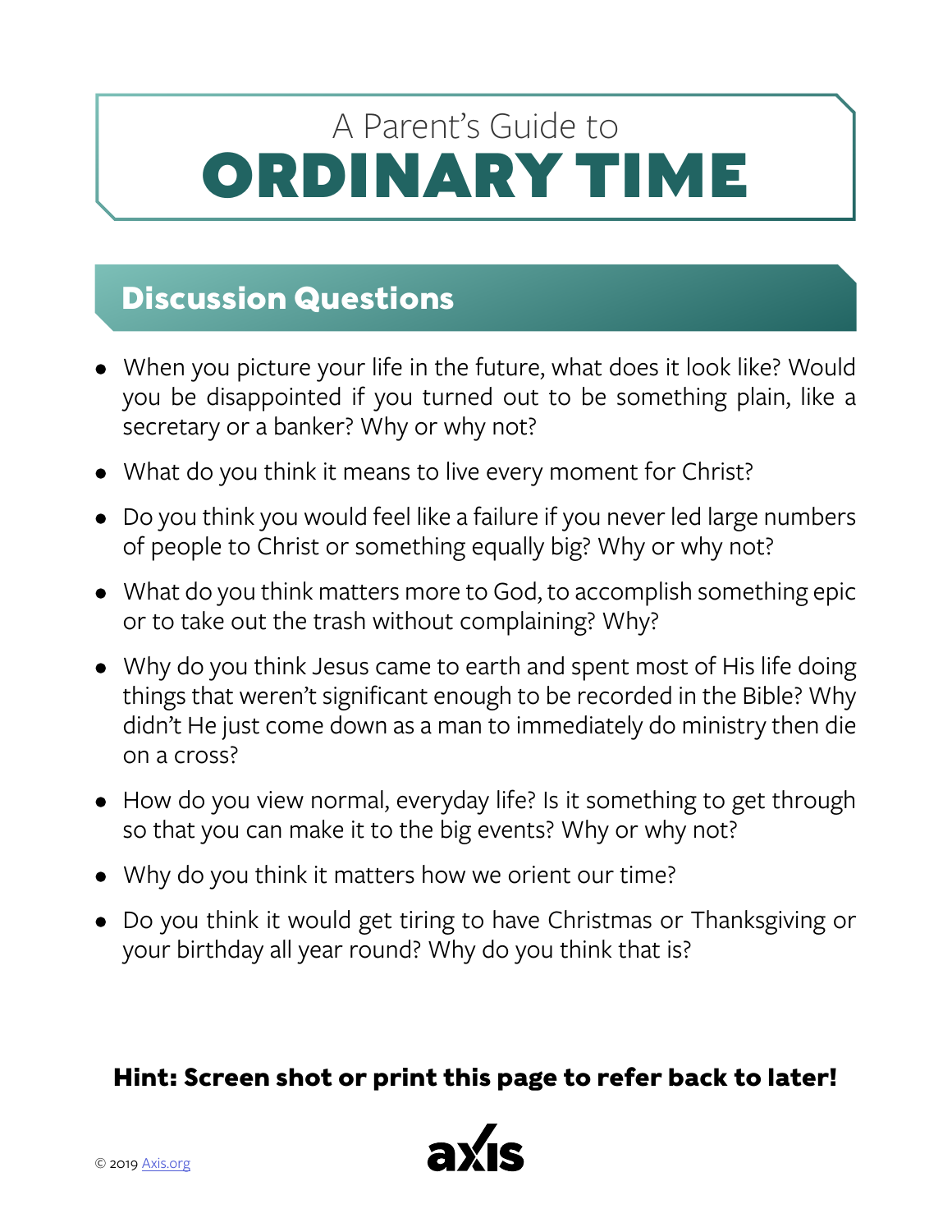# A Parent's Guide to ORDINARY TIME

## Discussion Questions

- When you picture your life in the future, what does it look like? Would you be disappointed if you turned out to be something plain, like a secretary or a banker? Why or why not?
- What do you think it means to live every moment for Christ?
- Do you think you would feel like a failure if you never led large numbers of people to Christ or something equally big? Why or why not?
- What do you think matters more to God, to accomplish something epic or to take out the trash without complaining? Why?
- Why do you think Jesus came to earth and spent most of His life doing things that weren't significant enough to be recorded in the Bible? Why didn't He just come down as a man to immediately do ministry then die on a cross?
- How do you view normal, everyday life? Is it something to get through so that you can make it to the big events? Why or why not?
- Why do you think it matters how we orient our time?
- Do you think it would get tiring to have Christmas or Thanksgiving or your birthday all year round? Why do you think that is?

**Hint: Screen shot or print this page to refer back to later!**

© 2019 Axis.org

axis